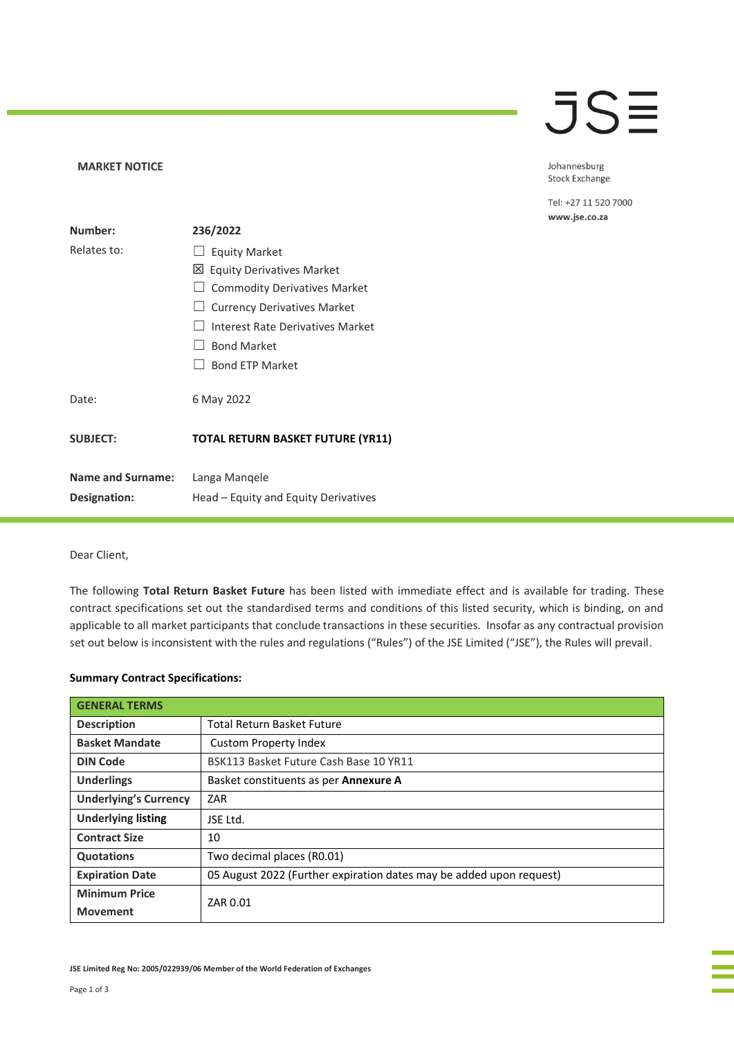**MARKET NOTICE**

Johannesburg Stock Exchange

Tel: +27 11 520 7000
www.jse.co.za

| | |
|---|---|
| **Number:** | **236/2022** |
| Relates to: | ☐ Equity Market |
| | ☒ Equity Derivatives Market |
| | ☐ Commodity Derivatives Market |
| | ☐ Currency Derivatives Market |
| | ☐ Interest Rate Derivatives Market |
| | ☐ Bond Market |
| | ☐ Bond ETP Market |
| Date: | 6 May 2022 |
| **SUBJECT:** | **TOTAL RETURN BASKET FUTURE (YR11)** |
| **Name and Surname:** | Langa Manqele |
| **Designation:** | Head – Equity and Equity Derivatives |

Dear Client,

The following **Total Return Basket Future** has been listed with immediate effect and is available for trading. These contract specifications set out the standardised terms and conditions of this listed security, which is binding, on and applicable to all market participants that conclude transactions in these securities. Insofar as any contractual provision set out below is inconsistent with the rules and regulations ("Rules") of the JSE Limited ("JSE"), the Rules will prevail.

**Summary Contract Specifications:**

| **GENERAL TERMS** | |
|---|---|
| **Description** | Total Return Basket Future |
| **Basket Mandate** | Custom Property Index |
| **DIN Code** | BSK113 Basket Future Cash Base 10 YR11 |
| **Underlings** | Basket constituents as per **Annexure A** |
| **Underlying's Currency** | ZAR |
| **Underlying listing** | JSE Ltd. |
| **Contract Size** | 10 |
| **Quotations** | Two decimal places (R0.01) |
| **Expiration Date** | 05 August 2022 (Further expiration dates may be added upon request) |
| **Minimum Price Movement** | ZAR 0.01 |

JSE Limited Reg No: 2005/022939/06 Member of the World Federation of Exchanges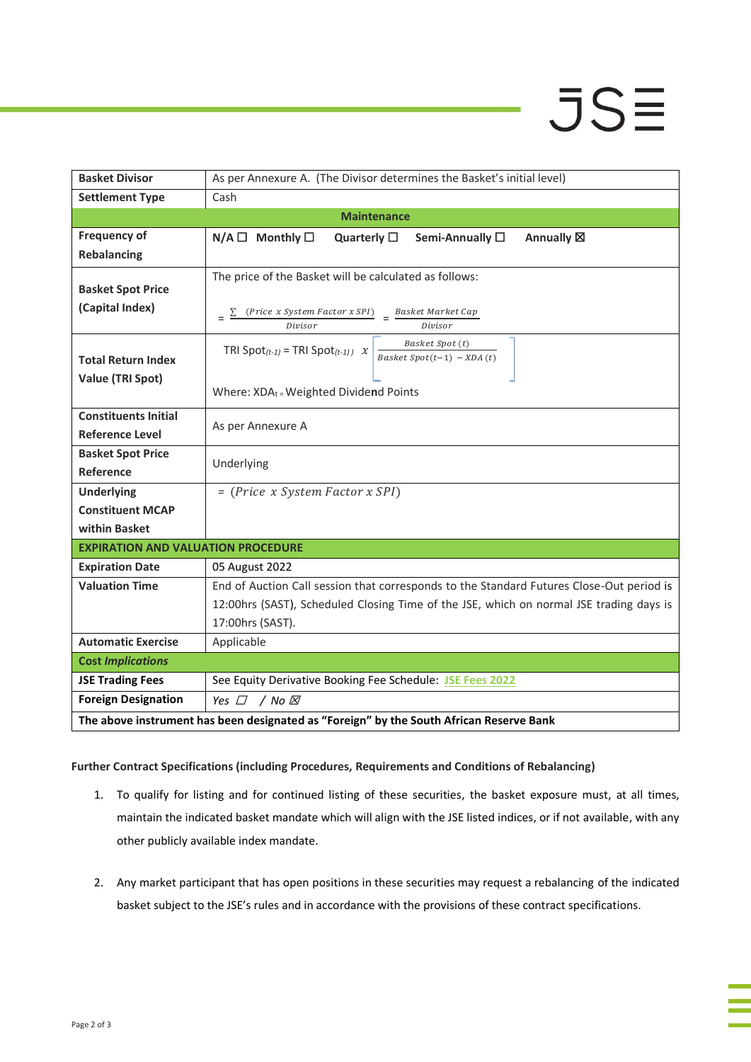| | |
|---|---|
| **Basket Divisor** | As per Annexure A. (The Divisor determines the Basket's initial level) |
| **Settlement Type** | Cash |
| **Maintenance** | |
| **Frequency of Rebalancing** | **N/A ☐ Monthly ☐ Quarterly ☐ Semi-Annually ☐ Annually ☒** |
| **Basket Spot Price (Capital Index)** | The price of the Basket will be calculated as follows: $= \frac{\sum (Price\ x\ System\ Factor\ x\ SPI)}{Divisor} = \frac{Basket\ Market\ Cap}{Divisor}$ |
| **Total Return Index Value (TRI Spot)** | TRI Spot$_{(t-1)}$ = TRI Spot$_{(t-1))}$ $x \left[ \frac{Basket\ Spot\,(t)}{Basket\ Spot(t-1)\ - XDA\,(t)} \right]$ Where: XDA$_t$ = Weighted Dividend Points |
| **Constituents Initial Reference Level** | As per Annexure A |
| **Basket Spot Price Reference** | Underlying |
| **Underlying Constituent MCAP within Basket** | $= (Price\ x\ System\ Factor\ x\ SPI)$ |
| **EXPIRATION AND VALUATION PROCEDURE** | |
| **Expiration Date** | 05 August 2022 |
| **Valuation Time** | End of Auction Call session that corresponds to the Standard Futures Close-Out period is 12:00hrs (SAST), Scheduled Closing Time of the JSE, which on normal JSE trading days is 17:00hrs (SAST). |
| **Automatic Exercise** | Applicable |
| **Cost *Implications*** | |
| **JSE Trading Fees** | See Equity Derivative Booking Fee Schedule: JSE Fees 2022 |
| **Foreign Designation** | *Yes ☐ / No ☒* |
| **The above instrument has been designated as "Foreign" by the South African Reserve Bank** | |

**Further Contract Specifications (including Procedures, Requirements and Conditions of Rebalancing)**

1. To qualify for listing and for continued listing of these securities, the basket exposure must, at all times, maintain the indicated basket mandate which will align with the JSE listed indices, or if not available, with any other publicly available index mandate.

2. Any market participant that has open positions in these securities may request a rebalancing of the indicated basket subject to the JSE's rules and in accordance with the provisions of these contract specifications.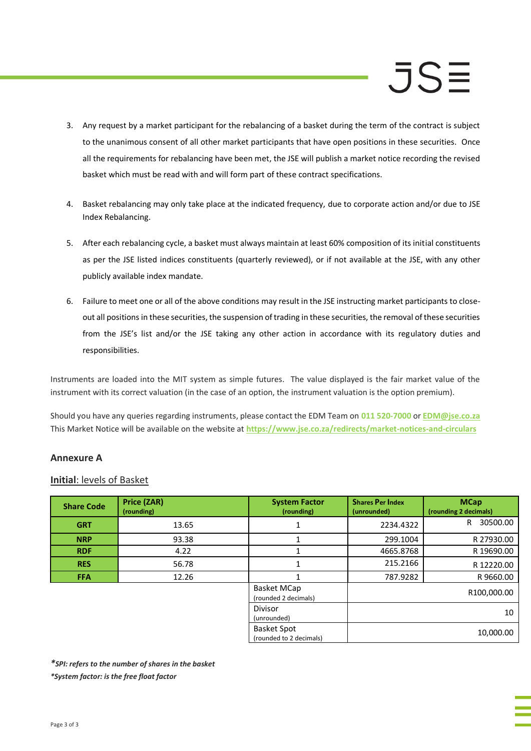3. Any request by a market participant for the rebalancing of a basket during the term of the contract is subject to the unanimous consent of all other market participants that have open positions in these securities. Once all the requirements for rebalancing have been met, the JSE will publish a market notice recording the revised basket which must be read with and will form part of these contract specifications.

4. Basket rebalancing may only take place at the indicated frequency, due to corporate action and/or due to JSE Index Rebalancing.

5. After each rebalancing cycle, a basket must always maintain at least 60% composition of its initial constituents as per the JSE listed indices constituents (quarterly reviewed), or if not available at the JSE, with any other publicly available index mandate.

6. Failure to meet one or all of the above conditions may result in the JSE instructing market participants to close-out all positions in these securities, the suspension of trading in these securities, the removal of these securities from the JSE's list and/or the JSE taking any other action in accordance with its regulatory duties and responsibilities.

Instruments are loaded into the MIT system as simple futures. The value displayed is the fair market value of the instrument with its correct valuation (in the case of an option, the instrument valuation is the option premium).

Should you have any queries regarding instruments, please contact the EDM Team on **011 520-7000** or **EDM@jse.co.za**
This Market Notice will be available on the website at **https://www.jse.co.za/redirects/market-notices-and-circulars**

## Annexure A

**Initial**: levels of Basket

| Share Code | Price (ZAR) (rounding) | System Factor (rounding) | Shares Per Index (unrounded) | MCap (rounding 2 decimals) |
|---|---|---|---|---|
| GRT | 13.65 | 1 | 2234.4322 | R 30500.00 |
| NRP | 93.38 | 1 | 299.1004 | R 27930.00 |
| RDF | 4.22 | 1 | 4665.8768 | R 19690.00 |
| RES | 56.78 | 1 | 215.2166 | R 12220.00 |
| FFA | 12.26 | 1 | 787.9282 | R 9660.00 |
| | | Basket MCap (rounded 2 decimals) | | R100,000.00 |
| | | Divisor (unrounded) | | 10 |
| | | Basket Spot (rounded to 2 decimals) | | 10,000.00 |

***SPI: refers to the number of shares in the basket***
***System factor: is the free float factor***